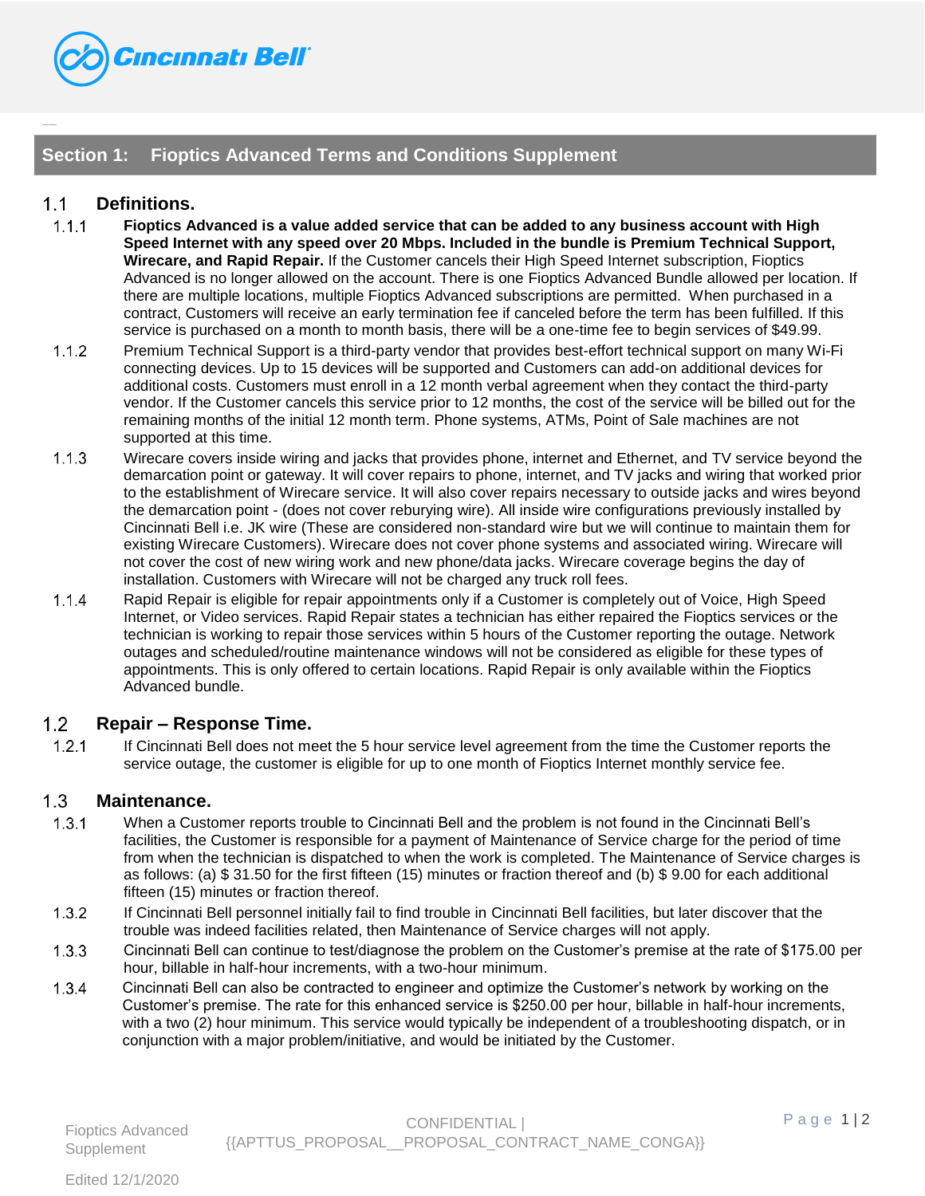## Section 1: Fioptics Advanced Terms and Conditions Supplement

### 1.1 Definitions.

1.1.1 **Fioptics Advanced is a value added service that can be added to any business account with High Speed Internet with any speed over 20 Mbps. Included in the bundle is Premium Technical Support, Wirecare, and Rapid Repair.** If the Customer cancels their High Speed Internet subscription, Fioptics Advanced is no longer allowed on the account. There is one Fioptics Advanced Bundle allowed per location. If there are multiple locations, multiple Fioptics Advanced subscriptions are permitted. When purchased in a contract, Customers will receive an early termination fee if canceled before the term has been fulfilled. If this service is purchased on a month to month basis, there will be a one-time fee to begin services of $49.99.

1.1.2 Premium Technical Support is a third-party vendor that provides best-effort technical support on many Wi-Fi connecting devices. Up to 15 devices will be supported and Customers can add-on additional devices for additional costs. Customers must enroll in a 12 month verbal agreement when they contact the third-party vendor. If the Customer cancels this service prior to 12 months, the cost of the service will be billed out for the remaining months of the initial 12 month term. Phone systems, ATMs, Point of Sale machines are not supported at this time.

1.1.3 Wirecare covers inside wiring and jacks that provides phone, internet and Ethernet, and TV service beyond the demarcation point or gateway. It will cover repairs to phone, internet, and TV jacks and wiring that worked prior to the establishment of Wirecare service. It will also cover repairs necessary to outside jacks and wires beyond the demarcation point - (does not cover reburying wire). All inside wire configurations previously installed by Cincinnati Bell i.e. JK wire (These are considered non-standard wire but we will continue to maintain them for existing Wirecare Customers). Wirecare does not cover phone systems and associated wiring. Wirecare will not cover the cost of new wiring work and new phone/data jacks. Wirecare coverage begins the day of installation. Customers with Wirecare will not be charged any truck roll fees.

1.1.4 Rapid Repair is eligible for repair appointments only if a Customer is completely out of Voice, High Speed Internet, or Video services. Rapid Repair states a technician has either repaired the Fioptics services or the technician is working to repair those services within 5 hours of the Customer reporting the outage. Network outages and scheduled/routine maintenance windows will not be considered as eligible for these types of appointments. This is only offered to certain locations. Rapid Repair is only available within the Fioptics Advanced bundle.

### 1.2 Repair – Response Time.

1.2.1 If Cincinnati Bell does not meet the 5 hour service level agreement from the time the Customer reports the service outage, the customer is eligible for up to one month of Fioptics Internet monthly service fee.

### 1.3 Maintenance.

1.3.1 When a Customer reports trouble to Cincinnati Bell and the problem is not found in the Cincinnati Bell's facilities, the Customer is responsible for a payment of Maintenance of Service charge for the period of time from when the technician is dispatched to when the work is completed. The Maintenance of Service charges is as follows: (a) $ 31.50 for the first fifteen (15) minutes or fraction thereof and (b) $ 9.00 for each additional fifteen (15) minutes or fraction thereof.

1.3.2 If Cincinnati Bell personnel initially fail to find trouble in Cincinnati Bell facilities, but later discover that the trouble was indeed facilities related, then Maintenance of Service charges will not apply.

1.3.3 Cincinnati Bell can continue to test/diagnose the problem on the Customer's premise at the rate of $175.00 per hour, billable in half-hour increments, with a two-hour minimum.

1.3.4 Cincinnati Bell can also be contracted to engineer and optimize the Customer's network by working on the Customer's premise. The rate for this enhanced service is $250.00 per hour, billable in half-hour increments, with a two (2) hour minimum. This service would typically be independent of a troubleshooting dispatch, or in conjunction with a major problem/initiative, and would be initiated by the Customer.